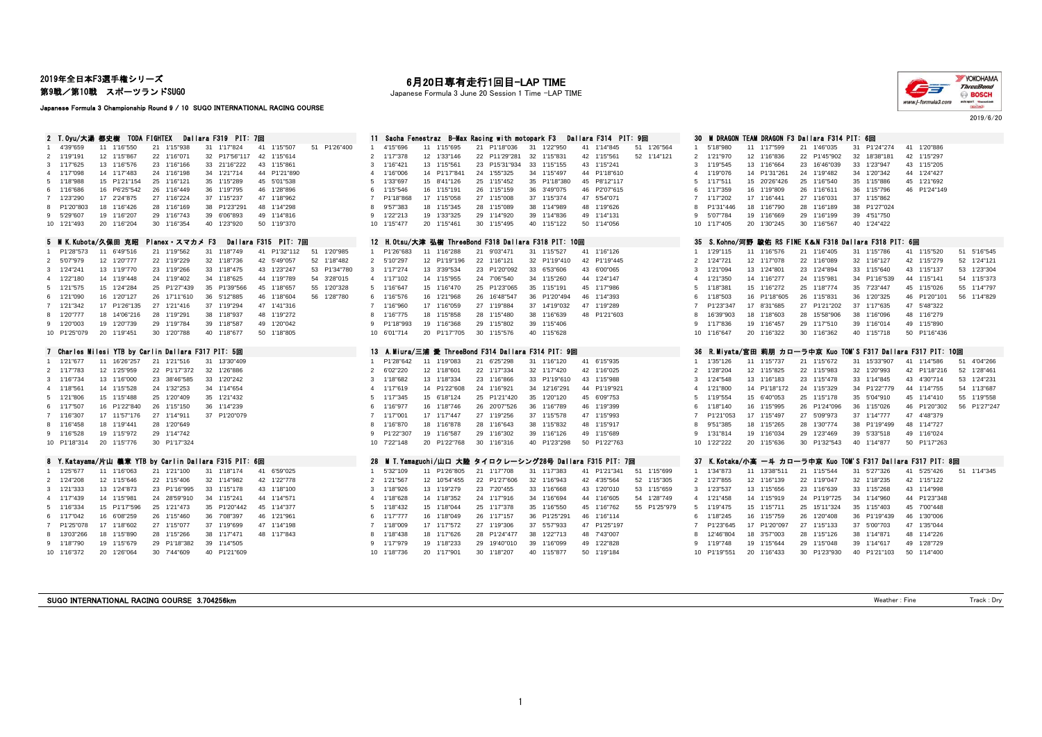# 2019年全日本F3選手権シリーズ
## 第9戦／第10戦 スポーツランドSUGO

Japanese Formula 3 Championship Round 9 / 10 SUGO INTERNATIONAL RACING COURSE

# 6月20日専有走行1回目-LAP TIME

Japanese Formula 3 June 20 Session 1 Time -LAP TIME

2019/6/20

### 2 T.Oyu/大湯 都史樹 TODA FIGHTEX Dallara F319 PIT: 7回

| Lap | Time | Lap | Time | Lap | Time | Lap | Time | Lap | Time | Lap | Time |
|---|---|---|---|---|---|---|---|---|---|---|---|
| 1 | 4'39"659 | 11 | 1'16"550 | 21 | 1'15"938 | 31 | 1'17"824 | 41 | 1'15"507 | 51 | P1'26"400 |
| 2 | 1'19"191 | 12 | 1'15"867 | 22 | 1'16"071 | 32 | P17'56"117 | 42 | 1'15"614 | | |
| 3 | 1'17"625 | 13 | 1'16"576 | 23 | 1'16"166 | 33 | 21'16"222 | 43 | 1'15"861 | | |
| 4 | 1'17"098 | 14 | 1'17"483 | 24 | 1'16"198 | 34 | 1'21"714 | 44 | P1'21"890 | | |
| 5 | 1'18"988 | 15 | P1'21"154 | 25 | 1'16"121 | 35 | 1'15"289 | 45 | 5'01"538 | | |
| 6 | 1'16"686 | 16 | P6'25"542 | 26 | 1'16"449 | 36 | 1'19"795 | 46 | 1'28"896 | | |
| 7 | 1'23"290 | 17 | 2'24"875 | 27 | 1'16"224 | 37 | 1'15"237 | 47 | 1'18"962 | | |
| 8 | P1'20"803 | 18 | 1'16"426 | 28 | 1'16"169 | 38 | P1'23"291 | 48 | 1'14"298 | | |
| 9 | 5'29"607 | 19 | 1'16"207 | 29 | 1'16"743 | 39 | 6'06"893 | 49 | 1'14"816 | | |
| 10 | 1'21"493 | 20 | 1'16"204 | 30 | 1'16"354 | 40 | 1'23"920 | 50 | 1'19"370 | | |

### 11 Sacha Fenestraz B-Max Racing with motopark F3 Dallara F314 PIT: 9回

| Lap | Time | Lap | Time | Lap | Time | Lap | Time | Lap | Time | Lap | Time |
|---|---|---|---|---|---|---|---|---|---|---|---|
| 1 | 4'15"696 | 11 | 1'15"695 | 21 | P1'18"036 | 31 | 1'22"950 | 41 | 1'14"845 | 51 | 1'26"564 |
| 2 | 1'17"378 | 12 | 1'33"146 | 22 | P11'29"281 | 32 | 1'15"831 | 42 | 1'15"561 | 52 | 1'14"121 |
| 3 | 1'16"421 | 13 | 1'15"561 | 23 | P15'31"934 | 33 | 1'15"155 | 43 | 1'15"241 | | |
| 4 | 1'16"006 | 14 | P1'17"841 | 24 | 1'55"325 | 34 | 1'15"497 | 44 | P1'18"610 | | |
| 5 | 1'33"697 | 15 | 8'41"126 | 25 | 1'15"452 | 35 | P1'18"380 | 45 | P8'12"117 | | |
| 6 | 1'15"546 | 16 | 1'15"191 | 26 | 1'15"159 | 36 | 3'49"075 | 46 | P2'07"615 | | |
| 7 | P1'18"868 | 17 | 1'15"058 | 27 | 1'15"008 | 37 | 1'15"374 | 47 | 5'54"071 | | |
| 8 | 9'57"383 | 18 | 1'15"345 | 28 | 1'15"089 | 38 | 1'14"989 | 48 | 1'19"626 | | |
| 9 | 1'22"213 | 19 | 1'33"325 | 29 | 1'14"920 | 39 | 1'14"836 | 49 | 1'14"131 | | |
| 10 | 1'15"477 | 20 | 1'15"461 | 30 | 1'15"495 | 40 | 1'15"122 | 50 | 1'14"056 | | |

### 30 M DRAGON TEAM DRAGON F3 Dallara F314 PIT: 6回

| Lap | Time | Lap | Time | Lap | Time | Lap | Time | Lap | Time |
|---|---|---|---|---|---|---|---|---|---|
| 1 | 5'18"980 | 11 | 1'17"599 | 21 | 1'46"035 | 31 | P1'24"274 | 41 | 1'20"886 |
| 2 | 1'21"970 | 12 | 1'16"836 | 22 | P1'45"902 | 32 | 18'38"181 | 42 | 1'15"297 |
| 3 | 1'19"545 | 13 | 1'16"664 | 23 | 16'46"039 | 33 | 1'23"947 | 43 | 1'15"205 |
| 4 | 1'19"076 | 14 | P1'31"261 | 24 | 1'19"482 | 34 | 1'20"342 | 44 | 1'24"427 |
| 5 | 1'17"511 | 15 | 20'26"426 | 25 | 1'16"540 | 35 | 1'15"886 | 45 | 1'21"692 |
| 6 | 1'17"359 | 16 | 1'19"809 | 26 | 1'16"611 | 36 | 1'15"796 | 46 | P1'24"149 |
| 7 | 1'17"202 | 17 | 1'16"441 | 27 | 1'16"031 | 37 | 1'15"862 | | |
| 8 | P1'31"446 | 18 | 1'16"790 | 28 | 1'16"189 | 38 | P1'27"024 | | |
| 9 | 5'07"784 | 19 | 1'16"669 | 29 | 1'16"199 | 39 | 4'51"750 | | |
| 10 | 1'17"405 | 20 | 1'30"245 | 30 | 1'16"567 | 40 | 1'24"422 | | |

### 5 M K.Kubota/久保田 克昭 Planex・スマカメ F3 Dallara F315 PIT: 7回

| Lap | Time | Lap | Time | Lap | Time | Lap | Time | Lap | Time | Lap | Time |
|---|---|---|---|---|---|---|---|---|---|---|---|
| 1 | P1'28"573 | 11 | 6'49"516 | 21 | 1'19"562 | 31 | 1'18"749 | 41 | P1'32"112 | 51 | 1'20"985 |
| 2 | 5'07"979 | 12 | 1'20"777 | 22 | 1'19"229 | 32 | 1'18"736 | 42 | 5'49"057 | 52 | 1'18"482 |
| 3 | 1'24"241 | 13 | 1'19"770 | 23 | 1'19"266 | 33 | 1'18"475 | 43 | 1'23"247 | 53 | P1'34"780 |
| 4 | 1'22"180 | 14 | 1'19"448 | 24 | 1'19"402 | 34 | 1'18"625 | 44 | 1'19"789 | 54 | 3'28"015 |
| 5 | 1'21"575 | 15 | 1'24"284 | 25 | P1'27"439 | 35 | P1'39"566 | 45 | 1'18"657 | 55 | 1'20"328 |
| 6 | 1'21"090 | 16 | 1'20"127 | 26 | 17'11"610 | 36 | 5'12"885 | 46 | 1'18"604 | 56 | 1'28"780 |
| 7 | 1'21"342 | 17 | P1'26"135 | 27 | 1'21"416 | 37 | 1'19"294 | 47 | 1'41"316 | | |
| 8 | 1'20"777 | 18 | 14'06"216 | 28 | 1'19"291 | 38 | 1'18"937 | 48 | 1'19"272 | | |
| 9 | 1'20"003 | 19 | 1'20"739 | 29 | 1'19"784 | 39 | 1'18"587 | 49 | 1'20"042 | | |
| 10 | P1'25"079 | 20 | 1'19"451 | 30 | 1'20"788 | 40 | 1'18"677 | 50 | 1'18"805 | | |

### 12 H.Otsu/大津 弘樹 ThreeBond F318 Dallara F318 PIT: 10回

| Lap | Time | Lap | Time | Lap | Time | Lap | Time | Lap | Time |
|---|---|---|---|---|---|---|---|---|---|
| 1 | P1'26"683 | 11 | 1'16"288 | 21 | 9'03"471 | 31 | 1'15"527 | 41 | 1'16"126 |
| 2 | 5'10"297 | 12 | P1'19"196 | 22 | 1'16"121 | 32 | P1'19"410 | 42 | P1'19"445 |
| 3 | 1'17"274 | 13 | 3'39"534 | 23 | P1'20"092 | 33 | 6'53"606 | 43 | 6'00"065 |
| 4 | 1'17"102 | 14 | 1'15"955 | 24 | 7'06"540 | 34 | 1'15"260 | 44 | 1'24"147 |
| 5 | 1'16"647 | 15 | 1'16"470 | 25 | P1'23"065 | 35 | 1'15"191 | 45 | 1'17"986 |
| 6 | 1'16"576 | 16 | 1'21"968 | 26 | 16'48"547 | 36 | P1'20"494 | 46 | 1'14"393 |
| 7 | 1'16"960 | 17 | 1'16"059 | 27 | 1'19"884 | 37 | 14'19"032 | 47 | 1'19"289 |
| 8 | 1'16"775 | 18 | 1'15"858 | 28 | 1'15"480 | 38 | 1'16"639 | 48 | P1'21"603 |
| 9 | P1'18"993 | 19 | 1'16"368 | 29 | 1'15"802 | 39 | 1'15"406 | | |
| 10 | 6'01"714 | 20 | P1'17"705 | 30 | 1'15"576 | 40 | 1'15"628 | | |

### 35 S.Kohno/河野 駿佑 RS FINE K&N F318 Dallara F318 PIT: 6回

| Lap | Time | Lap | Time | Lap | Time | Lap | Time | Lap | Time | Lap | Time |
|---|---|---|---|---|---|---|---|---|---|---|---|
| 1 | 1'29"115 | 11 | 1'16"576 | 21 | 1'16"405 | 31 | 1'15"786 | 41 | 1'15"520 | 51 | 5'16"545 |
| 2 | 1'24"721 | 12 | 1'17"078 | 22 | 1'16"089 | 32 | 1'16"127 | 42 | 1'15"279 | 52 | 1'24"121 |
| 3 | 1'21"094 | 13 | 1'24"801 | 23 | 1'24"894 | 33 | 1'15"640 | 43 | 1'15"137 | 53 | 1'23"304 |
| 4 | 1'21"350 | 14 | 1'16"277 | 24 | 1'15"981 | 34 | P1'16"539 | 44 | 1'15"141 | 54 | 1'15"373 |
| 5 | 1'18"381 | 15 | 1'16"272 | 25 | 1'18"774 | 35 | 7'23"447 | 45 | 1'15"026 | 55 | 1'14"797 |
| 6 | 1'18"503 | 16 | P1'18"605 | 26 | 1'15"831 | 36 | 1'20"325 | 46 | P1'20"101 | 56 | 1'14"829 |
| 7 | P1'23"347 | 17 | 8'31"685 | 27 | P1'21"202 | 37 | 1'17"635 | 47 | 5'48"322 | | |
| 8 | 16'39"903 | 18 | 1'18"603 | 28 | 15'58"906 | 38 | 1'16"096 | 48 | 1'16"279 | | |
| 9 | 1'17"836 | 19 | 1'16"457 | 29 | 1'17"510 | 39 | 1'16"014 | 49 | 1'15"890 | | |
| 10 | 1'16"647 | 20 | 1'16"322 | 30 | 1'16"362 | 40 | 1'15"718 | 50 | P1'16"436 | | |

### 7 Charles Milesi YTB by Carlin Dallara F317 PIT: 5回

| Lap | Time | Lap | Time | Lap | Time | Lap | Time |
|---|---|---|---|---|---|---|---|
| 1 | 1'21"677 | 11 | 16'26"257 | 21 | 1'21"516 | 31 | 13'30"409 |
| 2 | 1'17"783 | 12 | 1'25"959 | 22 | P1'17"372 | 32 | 1'26"886 |
| 3 | 1'16"734 | 13 | 1'16"000 | 23 | 38'46"585 | 33 | 1'20"242 |
| 4 | 1'18"561 | 14 | 1'15"528 | 24 | 1'32"253 | 34 | 1'14"654 |
| 5 | 1'21"806 | 15 | 1'15"488 | 25 | 1'20"409 | 35 | 1'21"432 |
| 6 | 1'17"507 | 16 | P1'22"840 | 26 | 1'15"150 | 36 | 1'14"239 |
| 7 | 1'16"307 | 17 | 11'57"176 | 27 | 1'14"911 | 37 | P1'20"079 |
| 8 | 1'16"458 | 18 | 1'19"441 | 28 | 1'20"649 | | |
| 9 | 1'16"528 | 19 | 1'15"972 | 29 | 1'14"742 | | |
| 10 | P1'18"314 | 20 | 1'15"776 | 30 | P1'17"324 | | |

### 13 A.Miura/三浦 愛 ThreeBond F314 Dallara F314 PIT: 9回

| Lap | Time | Lap | Time | Lap | Time | Lap | Time | Lap | Time |
|---|---|---|---|---|---|---|---|---|---|
| 1 | P1'28"642 | 11 | 1'19"083 | 21 | 6'25"298 | 31 | 1'16"120 | 41 | 6'15"935 |
| 2 | 6'02"220 | 12 | 1'18"601 | 22 | 1'17"334 | 32 | 1'17"420 | 42 | 1'16"025 |
| 3 | 1'18"682 | 13 | 1'18"334 | 23 | 1'16"866 | 33 | P1'19"610 | 43 | 1'15"988 |
| 4 | 1'17"619 | 14 | P1'22"608 | 24 | 1'16"921 | 34 | 12'16"291 | 44 | P1'19"921 |
| 5 | 1'17"345 | 15 | 6'18"124 | 25 | P1'21"420 | 35 | 1'20"120 | 45 | 6'09"753 |
| 6 | 1'16"977 | 16 | 1'18"746 | 26 | 20'07"526 | 36 | 1'16"789 | 46 | 1'19"399 |
| 7 | 1'17"001 | 17 | 1'17"447 | 27 | 1'19"256 | 37 | 1'15"578 | 47 | 1'15"993 |
| 8 | 1'16"870 | 18 | 1'16"878 | 28 | 1'16"643 | 38 | 1'15"832 | 48 | 1'15"917 |
| 9 | P1'22"307 | 19 | 1'16"587 | 29 | 1'16"302 | 39 | 1'16"126 | 49 | 1'15"689 |
| 10 | 7'22"148 | 20 | P1'22"768 | 30 | 1'16"316 | 40 | P1'23"298 | 50 | P1'22"763 |

### 36 R.Miyata/宮田 莉朋 カローラ中京 Kuo TOM'S F317 Dallara F317 PIT: 10回

| Lap | Time | Lap | Time | Lap | Time | Lap | Time | Lap | Time | Lap | Time |
|---|---|---|---|---|---|---|---|---|---|---|---|
| 1 | 1'35"126 | 11 | 1'15"737 | 21 | 1'15"672 | 31 | 15'33"907 | 41 | 1'14"586 | 51 | 4'04"266 |
| 2 | 1'28"204 | 12 | 1'15"825 | 22 | 1'15"983 | 32 | 1'20"993 | 42 | P1'18"216 | 52 | 1'28"461 |
| 3 | 1'24"548 | 13 | 1'16"183 | 23 | 1'15"478 | 33 | 1'14"845 | 43 | 4'30"714 | 53 | 1'24"231 |
| 4 | 1'21"800 | 14 | P1'18"172 | 24 | 1'15"329 | 34 | P1'22"779 | 44 | 1'14"755 | 54 | 1'13"687 |
| 5 | 1'19"554 | 15 | 6'40"053 | 25 | 1'15"178 | 35 | 5'04"910 | 45 | 1'14"410 | 55 | 1'19"558 |
| 6 | 1'18"140 | 16 | 1'15"995 | 26 | P1'24"096 | 36 | 1'15"026 | 46 | P1'20"302 | 56 | P1'27"247 |
| 7 | P1'21"053 | 17 | 1'15"497 | 27 | 5'09"973 | 37 | 1'14"777 | 47 | 4'48"379 | | |
| 8 | 9'51"385 | 18 | 1'15"265 | 28 | 1'30"774 | 38 | P1'19"499 | 48 | 1'14"727 | | |
| 9 | 1'31"814 | 19 | 1'16"034 | 29 | 1'23"469 | 39 | 5'33"518 | 49 | 1'16"024 | | |
| 10 | 1'22"222 | 20 | 1'15"636 | 30 | P1'32"543 | 40 | 1'14"877 | 50 | P1'17"263 | | |

### 8 Y.Katayama/片山 義章 YTB by Carlin Dallara F315 PIT: 6回

| Lap | Time | Lap | Time | Lap | Time | Lap | Time | Lap | Time |
|---|---|---|---|---|---|---|---|---|---|
| 1 | 1'25"677 | 11 | 1'16"063 | 21 | 1'21"100 | 31 | 1'18"174 | 41 | 6'59"025 |
| 2 | 1'24"208 | 12 | 1'15"646 | 22 | 1'15"406 | 32 | 1'14"982 | 42 | 1'22"778 |
| 3 | 1'21"333 | 13 | 1'24"873 | 23 | P1'16"995 | 33 | 1'15"178 | 43 | 1'18"100 |
| 4 | 1'17"439 | 14 | 1'15"981 | 24 | 28'59"910 | 34 | 1'15"241 | 44 | 1'14"571 |
| 5 | 1'16"334 | 15 | P1'17"596 | 25 | 1'21"473 | 35 | P1'20"442 | 45 | 1'14"377 |
| 6 | 1'17"042 | 16 | 6'08"259 | 26 | 1'15"460 | 36 | 7'08"397 | 46 | 1'21"961 |
| 7 | P1'25"078 | 17 | 1'18"602 | 27 | 1'15"077 | 37 | 1'19"699 | 47 | 1'14"198 |
| 8 | 13'03"266 | 18 | 1'15"890 | 28 | 1'15"266 | 38 | 1'17"471 | 48 | 1'17"843 |
| 9 | 1'18"790 | 19 | 1'15"679 | 29 | P1'18"382 | 39 | 1'14"505 | | |
| 10 | 1'16"372 | 20 | 1'26"064 | 30 | 7'44"609 | 40 | P1'21"609 | | |

### 28 M T.Yamaguchi/山口 大陸 タイロクレーシング28号 Dallara F315 PIT: 7回

| Lap | Time | Lap | Time | Lap | Time | Lap | Time | Lap | Time | Lap | Time |
|---|---|---|---|---|---|---|---|---|---|---|---|
| 1 | 5'32"109 | 11 | P1'26"805 | 21 | 1'17"708 | 31 | 1'17"383 | 41 | P1'21"341 | 51 | 1'15"699 |
| 2 | 1'21"567 | 12 | 10'54"455 | 22 | P1'27"606 | 32 | 1'16"943 | 42 | 4'35"564 | 52 | 1'15"305 |
| 3 | 1'18"926 | 13 | 1'19"279 | 23 | 7'20"455 | 33 | 1'16"668 | 43 | 1'20"010 | 53 | 1'15"659 |
| 4 | 1'18"628 | 14 | 1'18"352 | 24 | 1'17"916 | 34 | 1'16"694 | 44 | 1'16"605 | 54 | 1'28"749 |
| 5 | 1'18"432 | 15 | 1'18"044 | 25 | 1'17"378 | 35 | 1'16"550 | 45 | 1'16"762 | 55 | P1'25"979 |
| 6 | 1'17"777 | 16 | 1'18"049 | 26 | 1'17"157 | 36 | P1'25"291 | 46 | 1'16"114 | | |
| 7 | 1'18"009 | 17 | 1'17"572 | 27 | 1'19"306 | 37 | 5'57"933 | 47 | P1'25"197 | | |
| 8 | 1'18"438 | 18 | 1'17"626 | 28 | P1'24"477 | 38 | 1'22"713 | 48 | 7'43"007 | | |
| 9 | 1'17"979 | 19 | 1'18"233 | 29 | 19'40"010 | 39 | 1'16"099 | 49 | 1'22"828 | | |
| 10 | 1'18"736 | 20 | 1'17"901 | 30 | 1'18"207 | 40 | 1'15"877 | 50 | 1'19"184 | | |

### 37 K.Kotaka/小高 一斗 カローラ中京 Kuo TOM'S F317 Dallara F317 PIT: 8回

| Lap | Time | Lap | Time | Lap | Time | Lap | Time | Lap | Time | Lap | Time |
|---|---|---|---|---|---|---|---|---|---|---|---|
| 1 | 1'34"873 | 11 | 13'38"511 | 21 | 1'15"544 | 31 | 5'27"326 | 41 | 5'25"426 | 51 | 1'14"345 |
| 2 | 1'27"855 | 12 | 1'16"139 | 22 | 1'19"047 | 32 | 1'18"235 | 42 | 1'15"122 | | |
| 3 | 1'23"537 | 13 | 1'15"656 | 23 | 1'16"639 | 33 | 1'15"268 | 43 | 1'14"998 | | |
| 4 | 1'21"458 | 14 | 1'15"919 | 24 | P1'19"725 | 34 | 1'14"960 | 44 | P1'23"348 | | |
| 5 | 1'19"475 | 15 | 1'15"711 | 25 | 15'11"324 | 35 | 1'15"403 | 45 | 7'00"448 | | |
| 6 | 1'18"245 | 16 | 1'15"759 | 26 | 1'20"408 | 36 | P1'19"439 | 46 | 1'30"006 | | |
| 7 | P1'23"645 | 17 | P1'20"097 | 27 | 1'15"133 | 37 | 5'00"703 | 47 | 1'35"044 | | |
| 8 | 12'46"804 | 18 | 3'57"003 | 28 | 1'15"126 | 38 | 1'14"871 | 48 | 1'14"226 | | |
| 9 | 1'19"748 | 19 | 1'15"644 | 29 | 1'15"048 | 39 | 1'14"617 | 49 | 1'28"729 | | |
| 10 | P1'19"551 | 20 | 1'16"433 | 30 | P1'23"930 | 40 | P1'21"103 | 50 | 1'14"400 | | |

SUGO INTERNATIONAL RACING COURSE 3.704256km

Weather : Fine　Track : Dry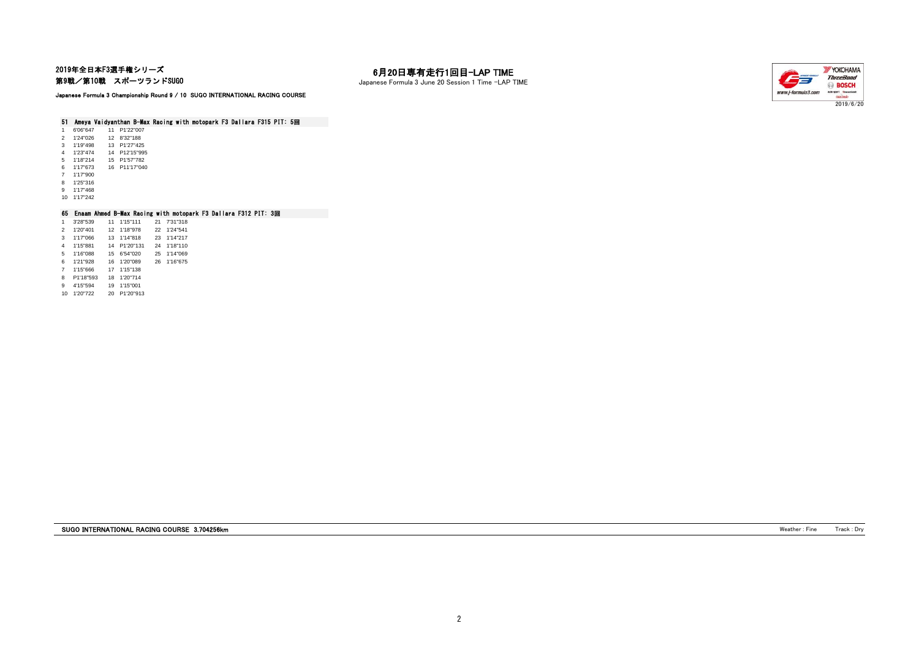2019年全日本F3選手権シリーズ
第9戦／第10戦　スポーツランドSUGO

Japanese Formula 3 Championship Round 9 / 10  SUGO INTERNATIONAL RACING COURSE

# 6月20日専有走行1回目-LAP TIME

Japanese Formula 3 June 20 Session 1 Time -LAP TIME

2019/6/20

### 51  Ameya Vaidyanthan B-Max Racing with motopark F3 Dallara F315 PIT: 5回

| | | | |
|---|---|---|---|
| 1 | 6'06"647 | 11 | P1'22"007 |
| 2 | 1'24"026 | 12 | 8'32"188 |
| 3 | 1'19"498 | 13 | P1'27"425 |
| 4 | 1'23"474 | 14 | P12'15"995 |
| 5 | 1'18"214 | 15 | P1'57"782 |
| 6 | 1'17"673 | 16 | P11'17"040 |
| 7 | 1'17"900 | | |
| 8 | 1'25"316 | | |
| 9 | 1'17"468 | | |
| 10 | 1'17"242 | | |

### 65  Enaam Ahmed B-Max Racing with motopark F3 Dallara F312 PIT: 3回

| | | | | | |
|---|---|---|---|---|---|
| 1 | 3'28"539 | 11 | 1'15"111 | 21 | 7'31"318 |
| 2 | 1'20"401 | 12 | 1'18"978 | 22 | 1'24"541 |
| 3 | 1'17"066 | 13 | 1'14"818 | 23 | 1'14"217 |
| 4 | 1'15"881 | 14 | P1'20"131 | 24 | 1'18"110 |
| 5 | 1'16"088 | 15 | 6'54"020 | 25 | 1'14"069 |
| 6 | 1'21"928 | 16 | 1'20"089 | 26 | 1'16"675 |
| 7 | 1'15"666 | 17 | 1'15"138 | | |
| 8 | P1'18"593 | 18 | 1'20"714 | | |
| 9 | 4'15"594 | 19 | 1'15"001 | | |
| 10 | 1'20"722 | 20 | P1'20"913 | | |

SUGO INTERNATIONAL RACING COURSE  3.704256km

Weather : Fine　　Track : Dry